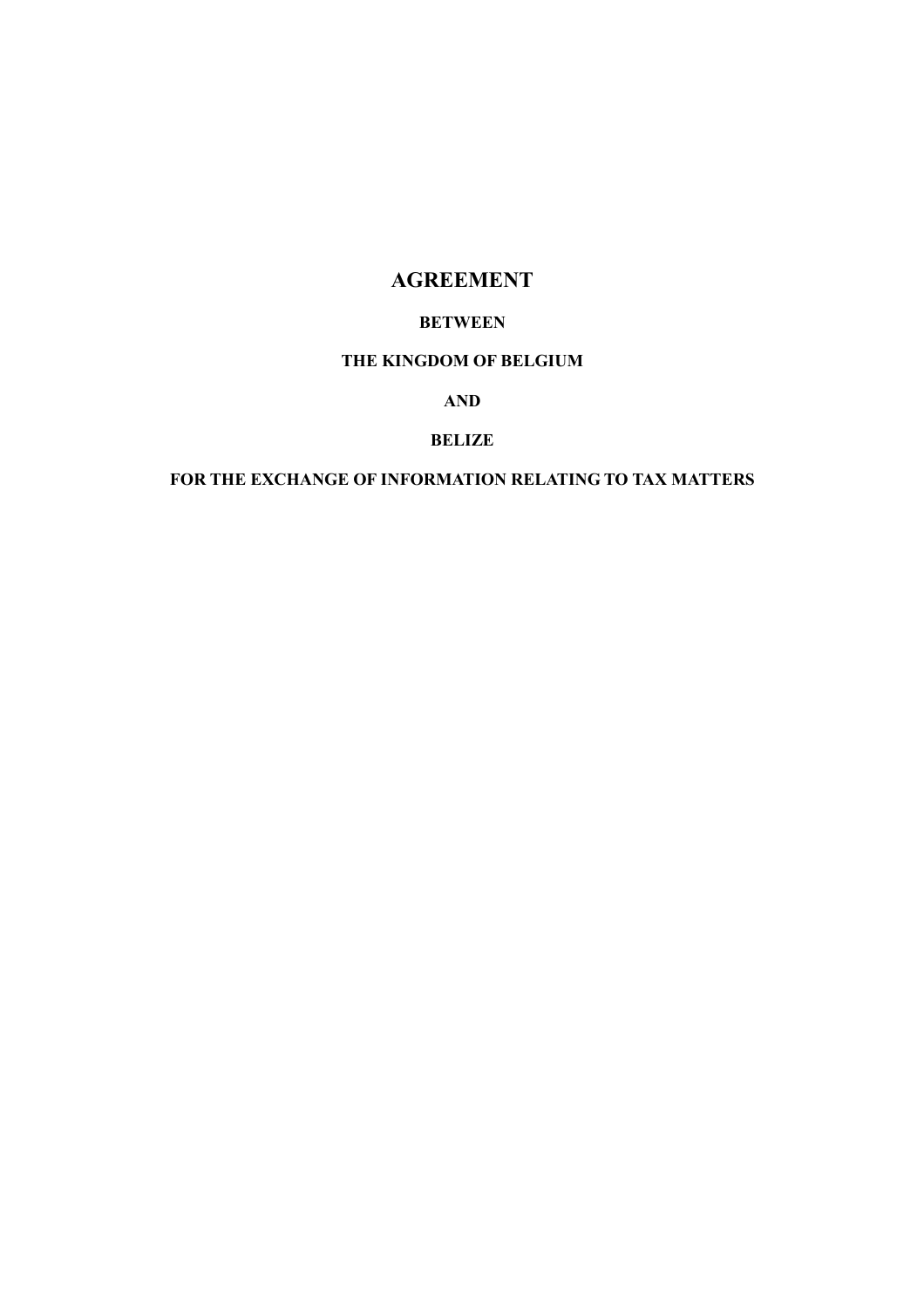# AGREEMENT

**BETWEEN**

**THE KINGDOM OF BELGIUM**

**AND**

**BELIZE**

**FOR THE EXCHANGE OF INFORMATION RELATING TO TAX MATTERS**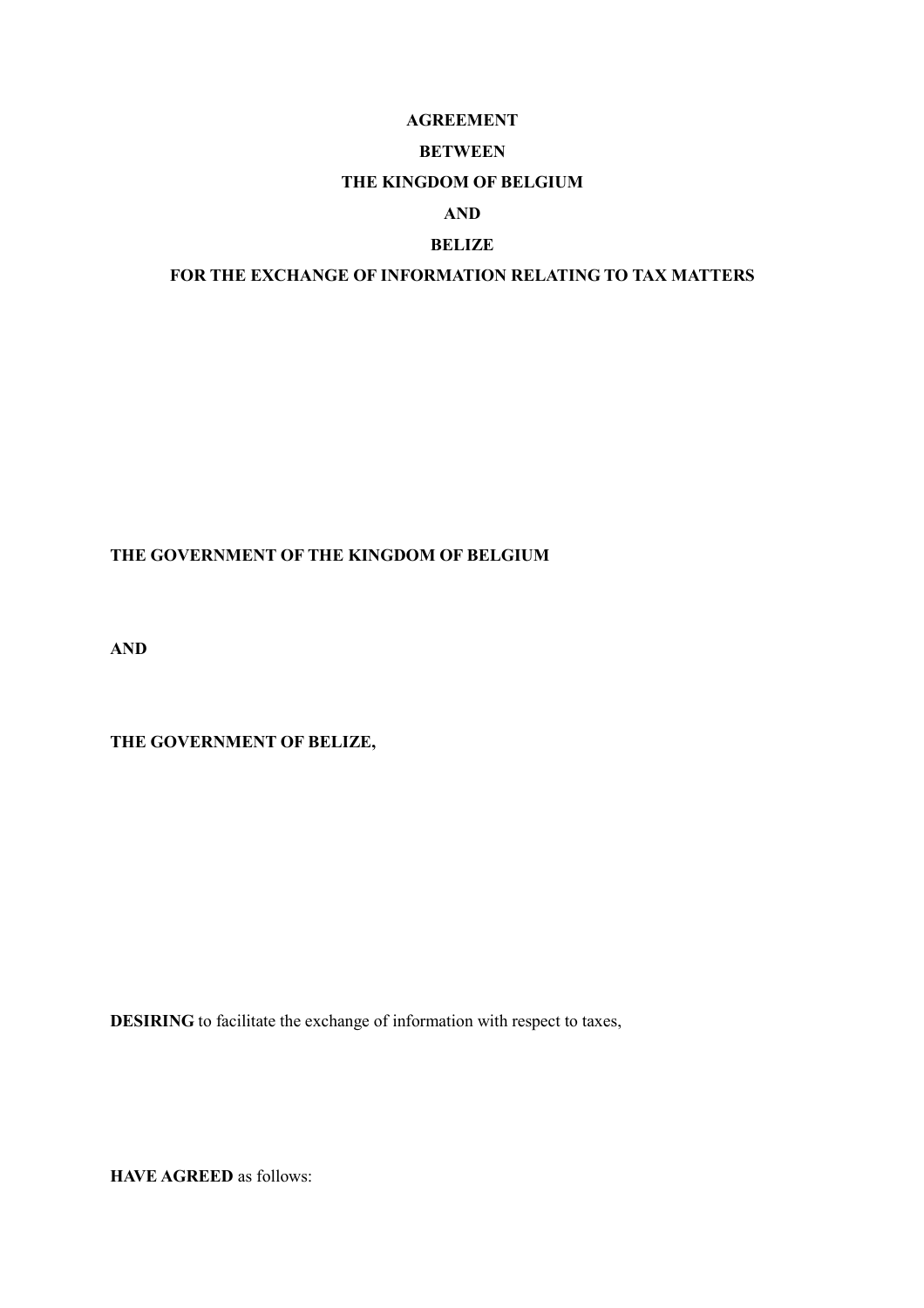# AGREEMENT

# BETWEEN

# THE KINGDOM OF BELGIUM

# AND

# BELIZE

# FOR THE EXCHANGE OF INFORMATION RELATING TO TAX MATTERS

**THE GOVERNMENT OF THE KINGDOM OF BELGIUM**

**AND**

**THE GOVERNMENT OF BELIZE,**

**DESIRING** to facilitate the exchange of information with respect to taxes,

**HAVE AGREED** as follows: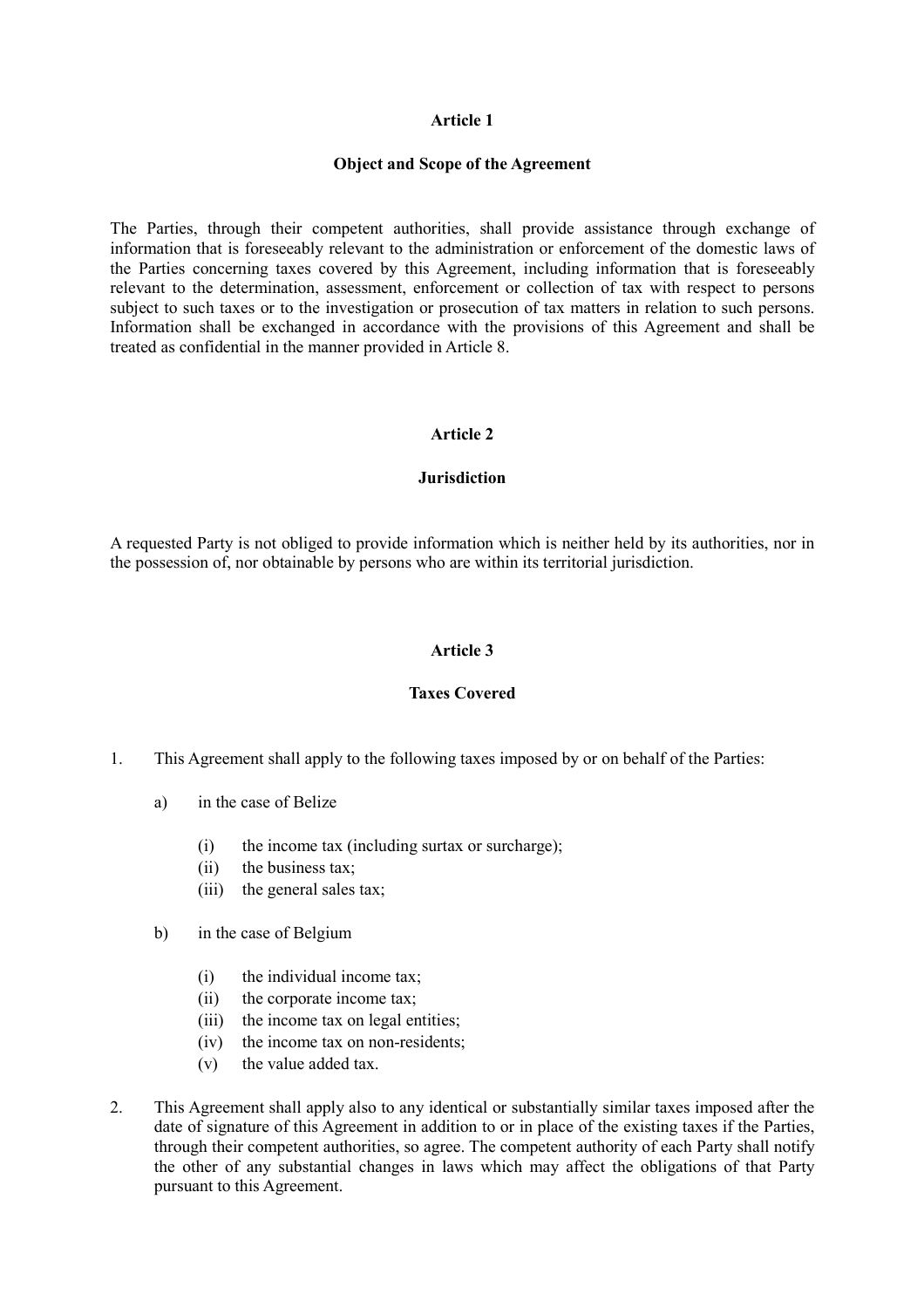**Article 1**

**Object and Scope of the Agreement**

The Parties, through their competent authorities, shall provide assistance through exchange of information that is foreseeably relevant to the administration or enforcement of the domestic laws of the Parties concerning taxes covered by this Agreement, including information that is foreseeably relevant to the determination, assessment, enforcement or collection of tax with respect to persons subject to such taxes or to the investigation or prosecution of tax matters in relation to such persons. Information shall be exchanged in accordance with the provisions of this Agreement and shall be treated as confidential in the manner provided in Article 8.

**Article 2**

**Jurisdiction**

A requested Party is not obliged to provide information which is neither held by its authorities, nor in the possession of, nor obtainable by persons who are within its territorial jurisdiction.

**Article 3**

**Taxes Covered**

1. This Agreement shall apply to the following taxes imposed by or on behalf of the Parties:

   a) in the case of Belize

      (i) the income tax (including surtax or surcharge);
      (ii) the business tax;
      (iii) the general sales tax;

   b) in the case of Belgium

      (i) the individual income tax;
      (ii) the corporate income tax;
      (iii) the income tax on legal entities;
      (iv) the income tax on non-residents;
      (v) the value added tax.

2. This Agreement shall apply also to any identical or substantially similar taxes imposed after the date of signature of this Agreement in addition to or in place of the existing taxes if the Parties, through their competent authorities, so agree. The competent authority of each Party shall notify the other of any substantial changes in laws which may affect the obligations of that Party pursuant to this Agreement.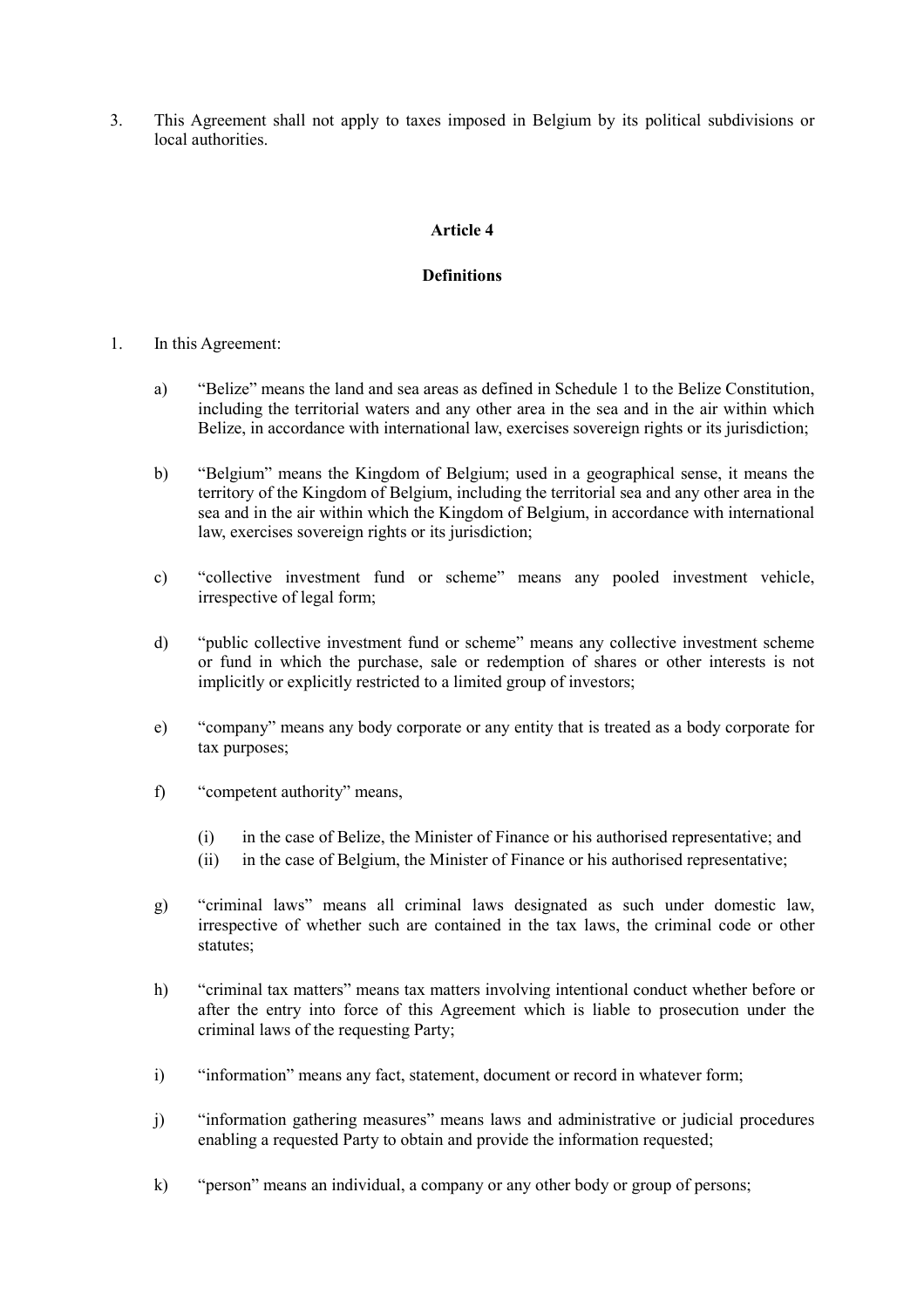3. This Agreement shall not apply to taxes imposed in Belgium by its political subdivisions or local authorities.

## Article 4

## Definitions

1. In this Agreement:

   a) "Belize" means the land and sea areas as defined in Schedule 1 to the Belize Constitution, including the territorial waters and any other area in the sea and in the air within which Belize, in accordance with international law, exercises sovereign rights or its jurisdiction;

   b) "Belgium" means the Kingdom of Belgium; used in a geographical sense, it means the territory of the Kingdom of Belgium, including the territorial sea and any other area in the sea and in the air within which the Kingdom of Belgium, in accordance with international law, exercises sovereign rights or its jurisdiction;

   c) "collective investment fund or scheme" means any pooled investment vehicle, irrespective of legal form;

   d) "public collective investment fund or scheme" means any collective investment scheme or fund in which the purchase, sale or redemption of shares or other interests is not implicitly or explicitly restricted to a limited group of investors;

   e) "company" means any body corporate or any entity that is treated as a body corporate for tax purposes;

   f) "competent authority" means,

      (i) in the case of Belize, the Minister of Finance or his authorised representative; and
      (ii) in the case of Belgium, the Minister of Finance or his authorised representative;

   g) "criminal laws" means all criminal laws designated as such under domestic law, irrespective of whether such are contained in the tax laws, the criminal code or other statutes;

   h) "criminal tax matters" means tax matters involving intentional conduct whether before or after the entry into force of this Agreement which is liable to prosecution under the criminal laws of the requesting Party;

   i) "information" means any fact, statement, document or record in whatever form;

   j) "information gathering measures" means laws and administrative or judicial procedures enabling a requested Party to obtain and provide the information requested;

   k) "person" means an individual, a company or any other body or group of persons;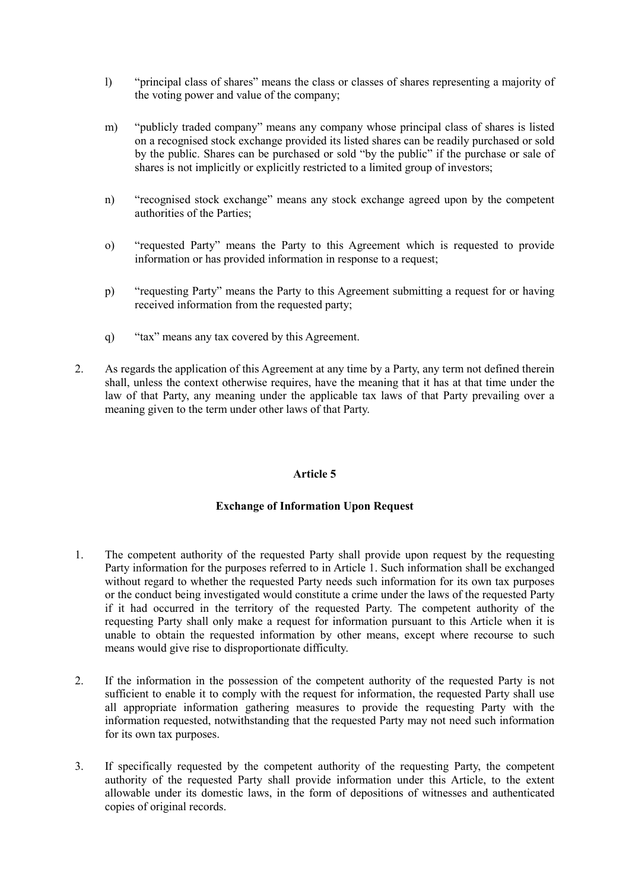l) "principal class of shares" means the class or classes of shares representing a majority of the voting power and value of the company;

m) "publicly traded company" means any company whose principal class of shares is listed on a recognised stock exchange provided its listed shares can be readily purchased or sold by the public. Shares can be purchased or sold "by the public" if the purchase or sale of shares is not implicitly or explicitly restricted to a limited group of investors;

n) "recognised stock exchange" means any stock exchange agreed upon by the competent authorities of the Parties;

o) "requested Party" means the Party to this Agreement which is requested to provide information or has provided information in response to a request;

p) "requesting Party" means the Party to this Agreement submitting a request for or having received information from the requested party;

q) "tax" means any tax covered by this Agreement.

2. As regards the application of this Agreement at any time by a Party, any term not defined therein shall, unless the context otherwise requires, have the meaning that it has at that time under the law of that Party, any meaning under the applicable tax laws of that Party prevailing over a meaning given to the term under other laws of that Party.

## Article 5

### Exchange of Information Upon Request

1. The competent authority of the requested Party shall provide upon request by the requesting Party information for the purposes referred to in Article 1. Such information shall be exchanged without regard to whether the requested Party needs such information for its own tax purposes or the conduct being investigated would constitute a crime under the laws of the requested Party if it had occurred in the territory of the requested Party. The competent authority of the requesting Party shall only make a request for information pursuant to this Article when it is unable to obtain the requested information by other means, except where recourse to such means would give rise to disproportionate difficulty.

2. If the information in the possession of the competent authority of the requested Party is not sufficient to enable it to comply with the request for information, the requested Party shall use all appropriate information gathering measures to provide the requesting Party with the information requested, notwithstanding that the requested Party may not need such information for its own tax purposes.

3. If specifically requested by the competent authority of the requesting Party, the competent authority of the requested Party shall provide information under this Article, to the extent allowable under its domestic laws, in the form of depositions of witnesses and authenticated copies of original records.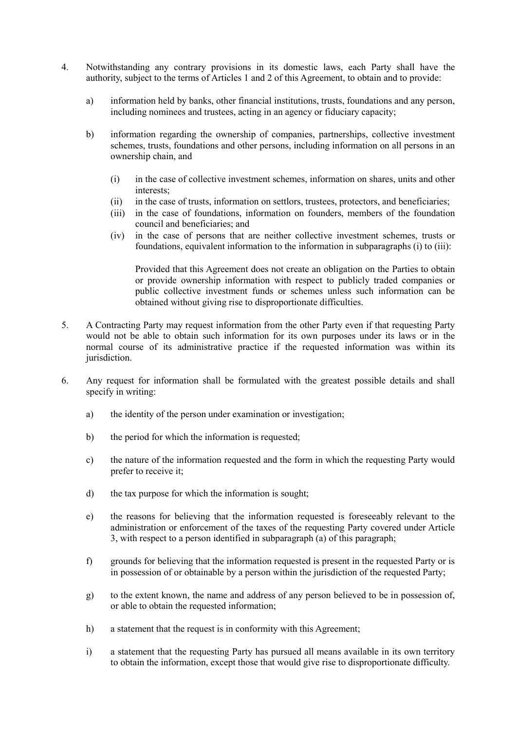4. Notwithstanding any contrary provisions in its domestic laws, each Party shall have the authority, subject to the terms of Articles 1 and 2 of this Agreement, to obtain and to provide:

   a) information held by banks, other financial institutions, trusts, foundations and any person, including nominees and trustees, acting in an agency or fiduciary capacity;

   b) information regarding the ownership of companies, partnerships, collective investment schemes, trusts, foundations and other persons, including information on all persons in an ownership chain, and

      (i) in the case of collective investment schemes, information on shares, units and other interests;
      (ii) in the case of trusts, information on settlors, trustees, protectors, and beneficiaries;
      (iii) in the case of foundations, information on founders, members of the foundation council and beneficiaries; and
      (iv) in the case of persons that are neither collective investment schemes, trusts or foundations, equivalent information to the information in subparagraphs (i) to (iii):

      Provided that this Agreement does not create an obligation on the Parties to obtain or provide ownership information with respect to publicly traded companies or public collective investment funds or schemes unless such information can be obtained without giving rise to disproportionate difficulties.

5. A Contracting Party may request information from the other Party even if that requesting Party would not be able to obtain such information for its own purposes under its laws or in the normal course of its administrative practice if the requested information was within its jurisdiction.

6. Any request for information shall be formulated with the greatest possible details and shall specify in writing:

   a) the identity of the person under examination or investigation;

   b) the period for which the information is requested;

   c) the nature of the information requested and the form in which the requesting Party would prefer to receive it;

   d) the tax purpose for which the information is sought;

   e) the reasons for believing that the information requested is foreseeably relevant to the administration or enforcement of the taxes of the requesting Party covered under Article 3, with respect to a person identified in subparagraph (a) of this paragraph;

   f) grounds for believing that the information requested is present in the requested Party or is in possession of or obtainable by a person within the jurisdiction of the requested Party;

   g) to the extent known, the name and address of any person believed to be in possession of, or able to obtain the requested information;

   h) a statement that the request is in conformity with this Agreement;

   i) a statement that the requesting Party has pursued all means available in its own territory to obtain the information, except those that would give rise to disproportionate difficulty.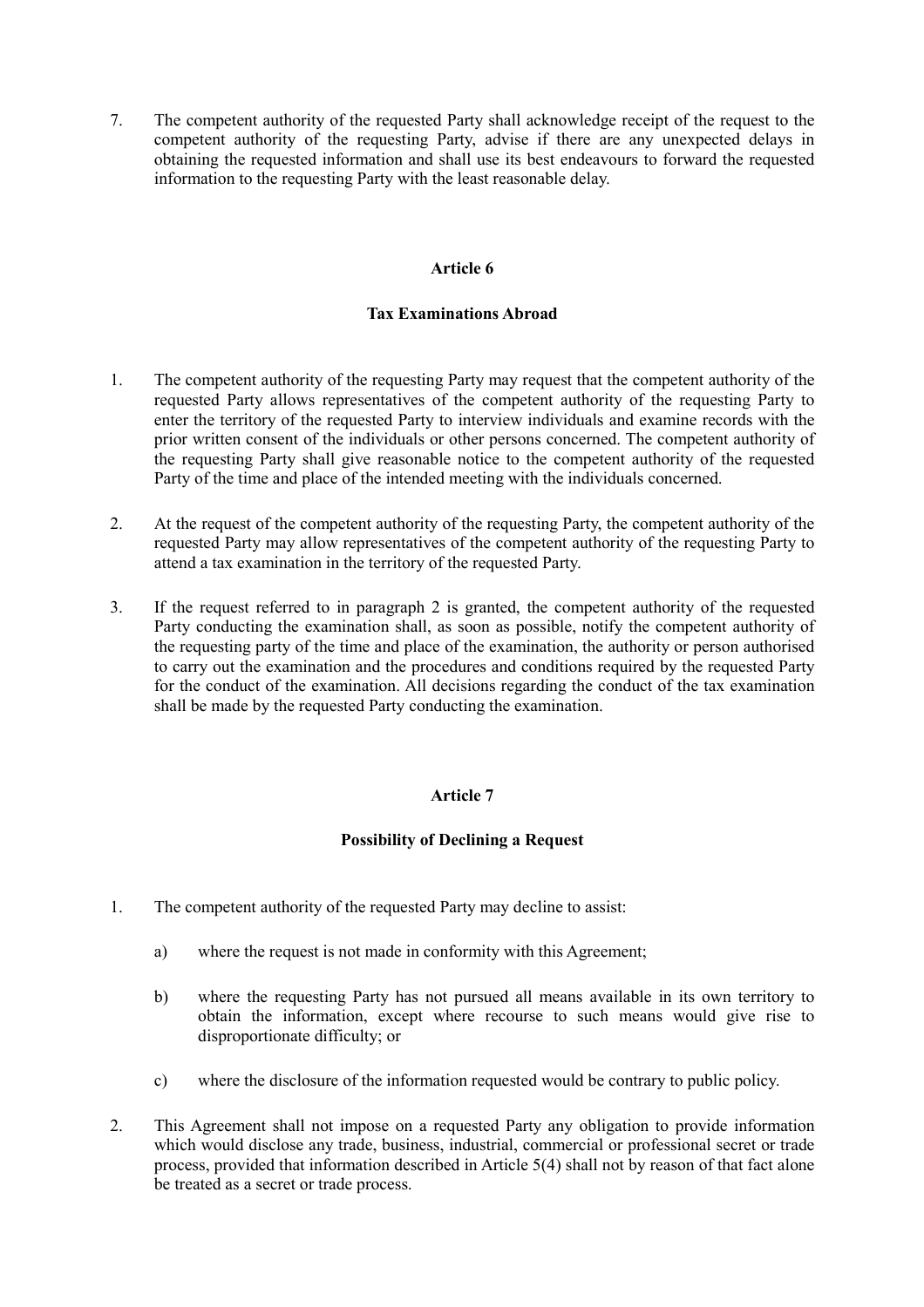7. The competent authority of the requested Party shall acknowledge receipt of the request to the competent authority of the requesting Party, advise if there are any unexpected delays in obtaining the requested information and shall use its best endeavours to forward the requested information to the requesting Party with the least reasonable delay.

## Article 6

### Tax Examinations Abroad

1. The competent authority of the requesting Party may request that the competent authority of the requested Party allows representatives of the competent authority of the requesting Party to enter the territory of the requested Party to interview individuals and examine records with the prior written consent of the individuals or other persons concerned. The competent authority of the requesting Party shall give reasonable notice to the competent authority of the requested Party of the time and place of the intended meeting with the individuals concerned.

2. At the request of the competent authority of the requesting Party, the competent authority of the requested Party may allow representatives of the competent authority of the requesting Party to attend a tax examination in the territory of the requested Party.

3. If the request referred to in paragraph 2 is granted, the competent authority of the requested Party conducting the examination shall, as soon as possible, notify the competent authority of the requesting party of the time and place of the examination, the authority or person authorised to carry out the examination and the procedures and conditions required by the requested Party for the conduct of the examination. All decisions regarding the conduct of the tax examination shall be made by the requested Party conducting the examination.

## Article 7

### Possibility of Declining a Request

1. The competent authority of the requested Party may decline to assist:

   a) where the request is not made in conformity with this Agreement;

   b) where the requesting Party has not pursued all means available in its own territory to obtain the information, except where recourse to such means would give rise to disproportionate difficulty; or

   c) where the disclosure of the information requested would be contrary to public policy.

2. This Agreement shall not impose on a requested Party any obligation to provide information which would disclose any trade, business, industrial, commercial or professional secret or trade process, provided that information described in Article 5(4) shall not by reason of that fact alone be treated as a secret or trade process.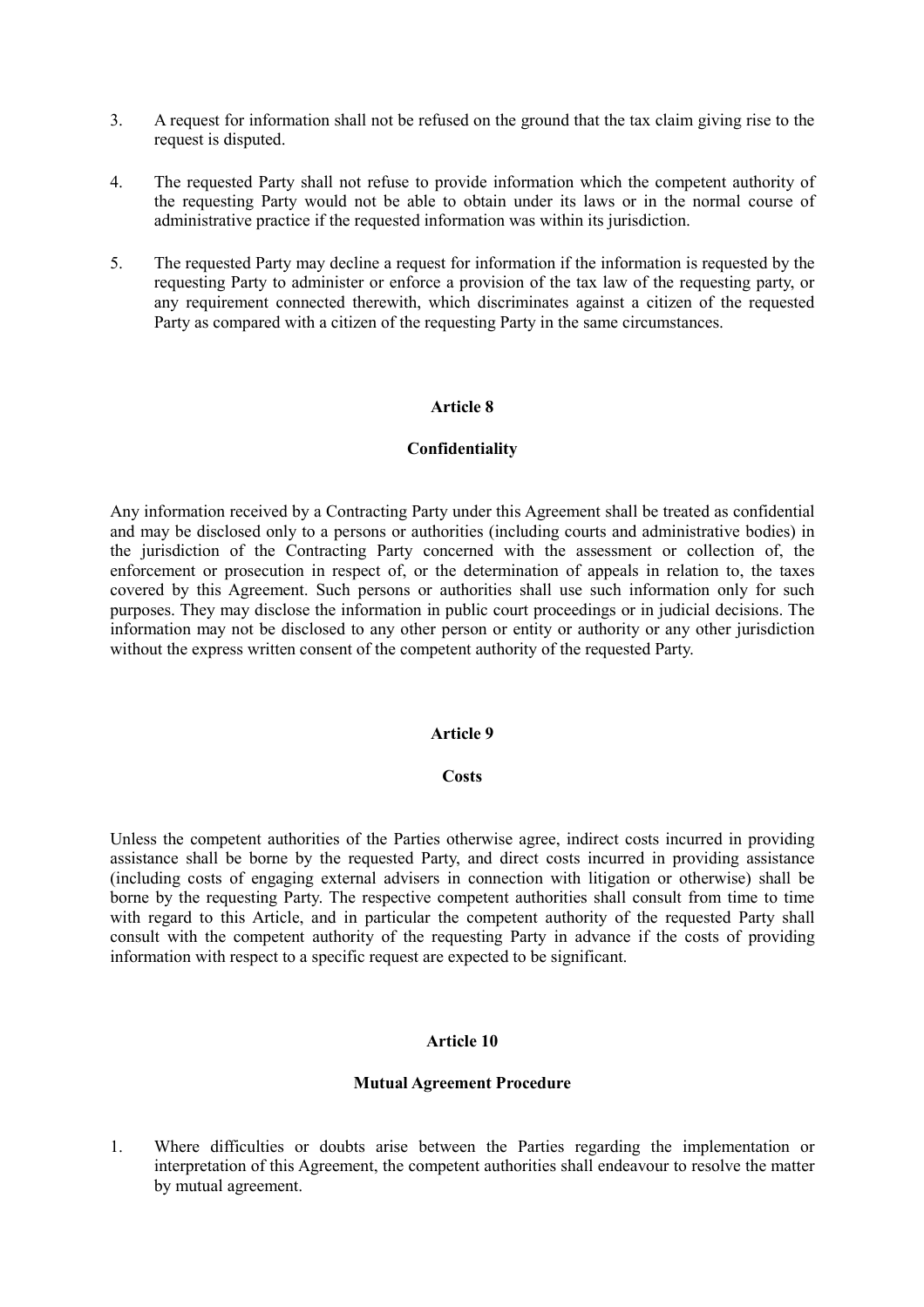3. A request for information shall not be refused on the ground that the tax claim giving rise to the request is disputed.

4. The requested Party shall not refuse to provide information which the competent authority of the requesting Party would not be able to obtain under its laws or in the normal course of administrative practice if the requested information was within its jurisdiction.

5. The requested Party may decline a request for information if the information is requested by the requesting Party to administer or enforce a provision of the tax law of the requesting party, or any requirement connected therewith, which discriminates against a citizen of the requested Party as compared with a citizen of the requesting Party in the same circumstances.

**Article 8**

**Confidentiality**

Any information received by a Contracting Party under this Agreement shall be treated as confidential and may be disclosed only to a persons or authorities (including courts and administrative bodies) in the jurisdiction of the Contracting Party concerned with the assessment or collection of, the enforcement or prosecution in respect of, or the determination of appeals in relation to, the taxes covered by this Agreement. Such persons or authorities shall use such information only for such purposes. They may disclose the information in public court proceedings or in judicial decisions. The information may not be disclosed to any other person or entity or authority or any other jurisdiction without the express written consent of the competent authority of the requested Party.

**Article 9**

**Costs**

Unless the competent authorities of the Parties otherwise agree, indirect costs incurred in providing assistance shall be borne by the requested Party, and direct costs incurred in providing assistance (including costs of engaging external advisers in connection with litigation or otherwise) shall be borne by the requesting Party. The respective competent authorities shall consult from time to time with regard to this Article, and in particular the competent authority of the requested Party shall consult with the competent authority of the requesting Party in advance if the costs of providing information with respect to a specific request are expected to be significant.

**Article 10**

**Mutual Agreement Procedure**

1. Where difficulties or doubts arise between the Parties regarding the implementation or interpretation of this Agreement, the competent authorities shall endeavour to resolve the matter by mutual agreement.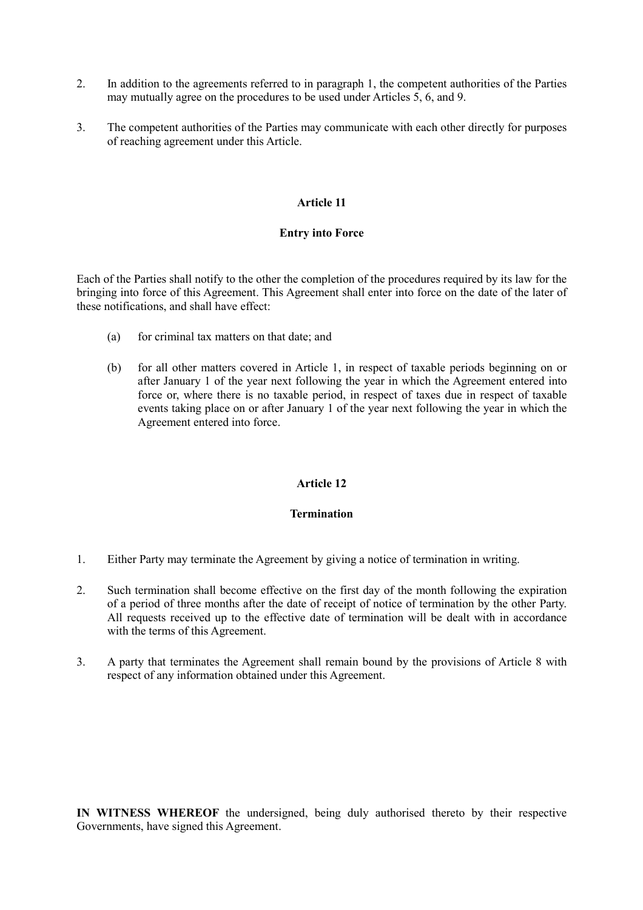2. In addition to the agreements referred to in paragraph 1, the competent authorities of the Parties may mutually agree on the procedures to be used under Articles 5, 6, and 9.

3. The competent authorities of the Parties may communicate with each other directly for purposes of reaching agreement under this Article.

## Article 11

### Entry into Force

Each of the Parties shall notify to the other the completion of the procedures required by its law for the bringing into force of this Agreement. This Agreement shall enter into force on the date of the later of these notifications, and shall have effect:

(a) for criminal tax matters on that date; and

(b) for all other matters covered in Article 1, in respect of taxable periods beginning on or after January 1 of the year next following the year in which the Agreement entered into force or, where there is no taxable period, in respect of taxes due in respect of taxable events taking place on or after January 1 of the year next following the year in which the Agreement entered into force.

## Article 12

### Termination

1. Either Party may terminate the Agreement by giving a notice of termination in writing.

2. Such termination shall become effective on the first day of the month following the expiration of a period of three months after the date of receipt of notice of termination by the other Party. All requests received up to the effective date of termination will be dealt with in accordance with the terms of this Agreement.

3. A party that terminates the Agreement shall remain bound by the provisions of Article 8 with respect of any information obtained under this Agreement.

**IN WITNESS WHEREOF** the undersigned, being duly authorised thereto by their respective Governments, have signed this Agreement.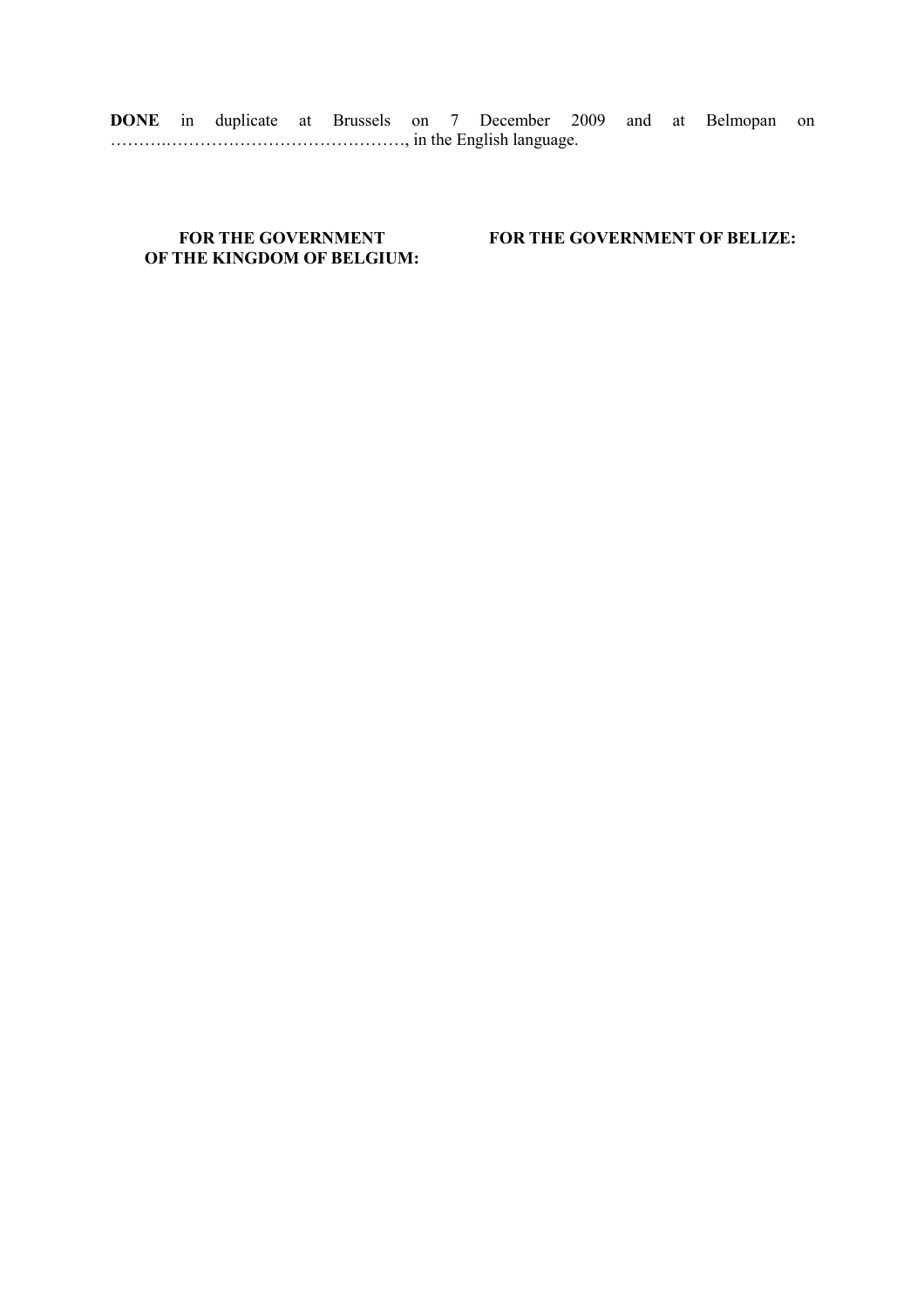**DONE** in duplicate at Brussels on 7 December 2009 and at Belmopan on ……….……………………………………, in the English language.

| | |
|---|---|
| **FOR THE GOVERNMENT OF THE KINGDOM OF BELGIUM:** | **FOR THE GOVERNMENT OF BELIZE:** |